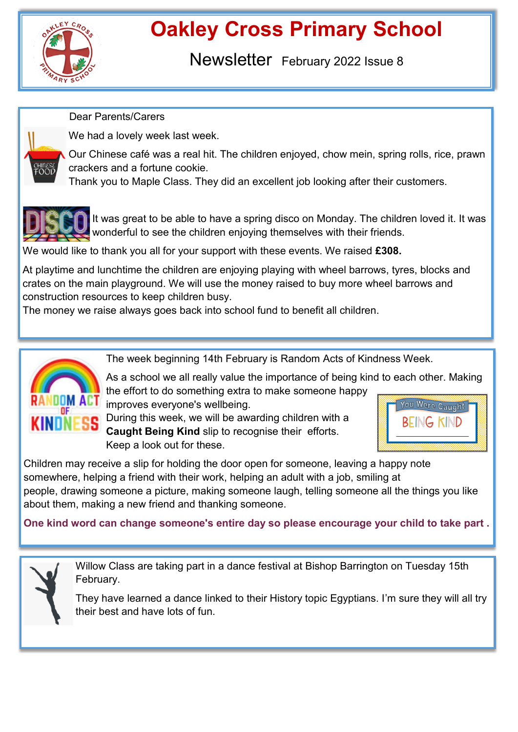# Oakley Cross Primary School

## Newsletter February 2022 Issue 8

Dear Parents/Carers

We had a lovely week last week.

Our Chinese café was a real hit. The children enjoyed, chow mein, spring rolls, rice, prawn crackers and a fortune cookie.
Thank you to Maple Class. They did an excellent job looking after their customers.

It was great to be able to have a spring disco on Monday. The children loved it. It was wonderful to see the children enjoying themselves with their friends.

We would like to thank you all for your support with these events. We raised **£308.**

At playtime and lunchtime the children are enjoying playing with wheel barrows, tyres, blocks and crates on the main playground. We will use the money raised to buy more wheel barrows and construction resources to keep children busy.
The money we raise always goes back into school fund to benefit all children.

The week beginning 14th February is Random Acts of Kindness Week.

As a school we all really value the importance of being kind to each other. Making the effort to do something extra to make someone happy improves everyone's wellbeing.
During this week, we will be awarding children with a **Caught Being Kind** slip to recognise their efforts.
Keep a look out for these.

Children may receive a slip for holding the door open for someone, leaving a happy note somewhere, helping a friend with their work, helping an adult with a job, smiling at people, drawing someone a picture, making someone laugh, telling someone all the things you like about them, making a new friend and thanking someone.

**One kind word can change someone's entire day so please encourage your child to take part .**

Willow Class are taking part in a dance festival at Bishop Barrington on Tuesday 15th February.

They have learned a dance linked to their History topic Egyptians. I'm sure they will all try their best and have lots of fun.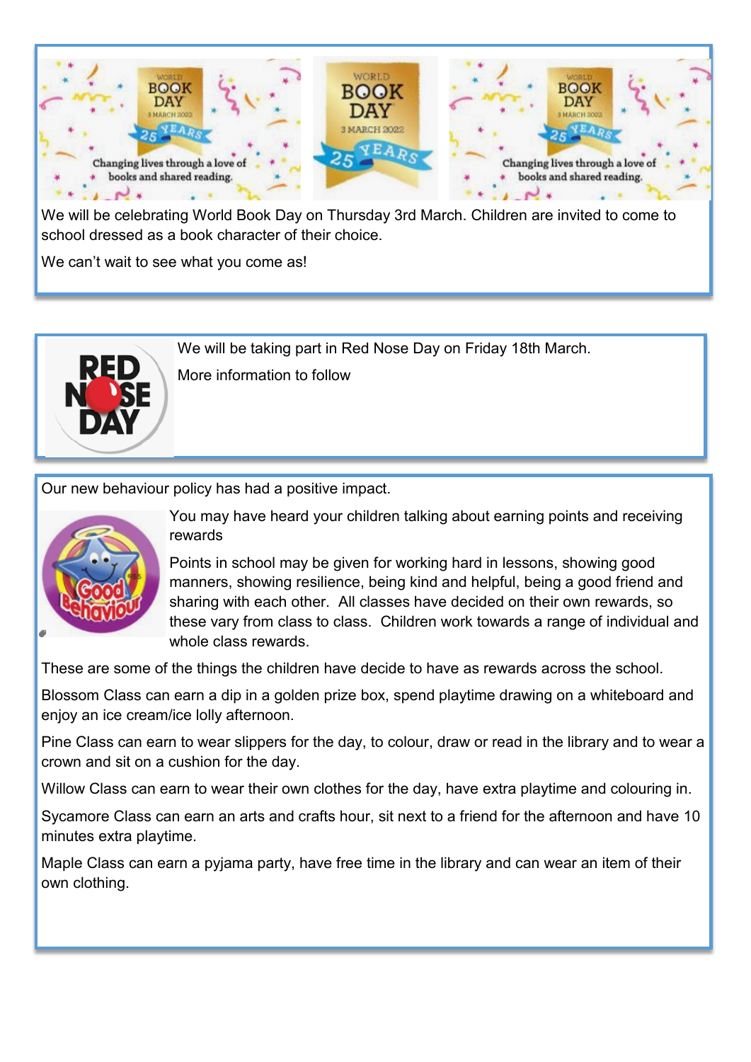We will be celebrating World Book Day on Thursday 3rd March. Children are invited to come to school dressed as a book character of their choice.

We can't wait to see what you come as!

We will be taking part in Red Nose Day on Friday 18th March.

More information to follow

Our new behaviour policy has had a positive impact.

You may have heard your children talking about earning points and receiving rewards

Points in school may be given for working hard in lessons, showing good manners, showing resilience, being kind and helpful, being a good friend and sharing with each other. All classes have decided on their own rewards, so these vary from class to class. Children work towards a range of individual and whole class rewards.

These are some of the things the children have decide to have as rewards across the school.

Blossom Class can earn a dip in a golden prize box, spend playtime drawing on a whiteboard and enjoy an ice cream/ice lolly afternoon.

Pine Class can earn to wear slippers for the day, to colour, draw or read in the library and to wear a crown and sit on a cushion for the day.

Willow Class can earn to wear their own clothes for the day, have extra playtime and colouring in.

Sycamore Class can earn an arts and crafts hour, sit next to a friend for the afternoon and have 10 minutes extra playtime.

Maple Class can earn a pyjama party, have free time in the library and can wear an item of their own clothing.